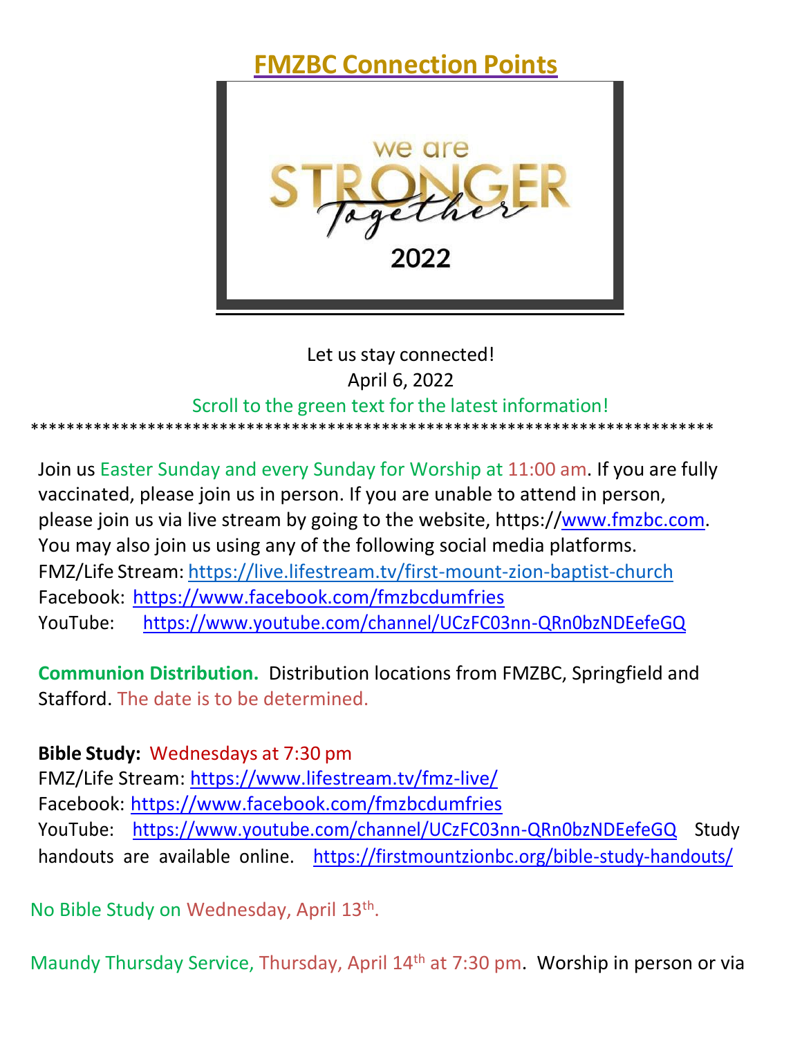# FMZBC Connection Points

we are STRONGER Together 2022

Let us stay connected!
April 6, 2022
Scroll to the green text for the latest information!

****************************************************************************

Join us Easter Sunday and every Sunday for Worship at 11:00 am. If you are fully vaccinated, please join us in person. If you are unable to attend in person, please join us via live stream by going to the website, https://www.fmzbc.com. You may also join us using any of the following social media platforms.
FMZ/Life Stream: https://live.lifestream.tv/first-mount-zion-baptist-church
Facebook: https://www.facebook.com/fmzbcdumfries
YouTube: https://www.youtube.com/channel/UCzFC03nn-QRn0bzNDEefeGQ

**Communion Distribution.** Distribution locations from FMZBC, Springfield and Stafford. The date is to be determined.

**Bible Study:** Wednesdays at 7:30 pm
FMZ/Life Stream: https://www.lifestream.tv/fmz-live/
Facebook: https://www.facebook.com/fmzbcdumfries
YouTube: https://www.youtube.com/channel/UCzFC03nn-QRn0bzNDEefeGQ Study handouts are available online. https://firstmountzionbc.org/bible-study-handouts/

No Bible Study on Wednesday, April 13th.

Maundy Thursday Service, Thursday, April 14th at 7:30 pm. Worship in person or via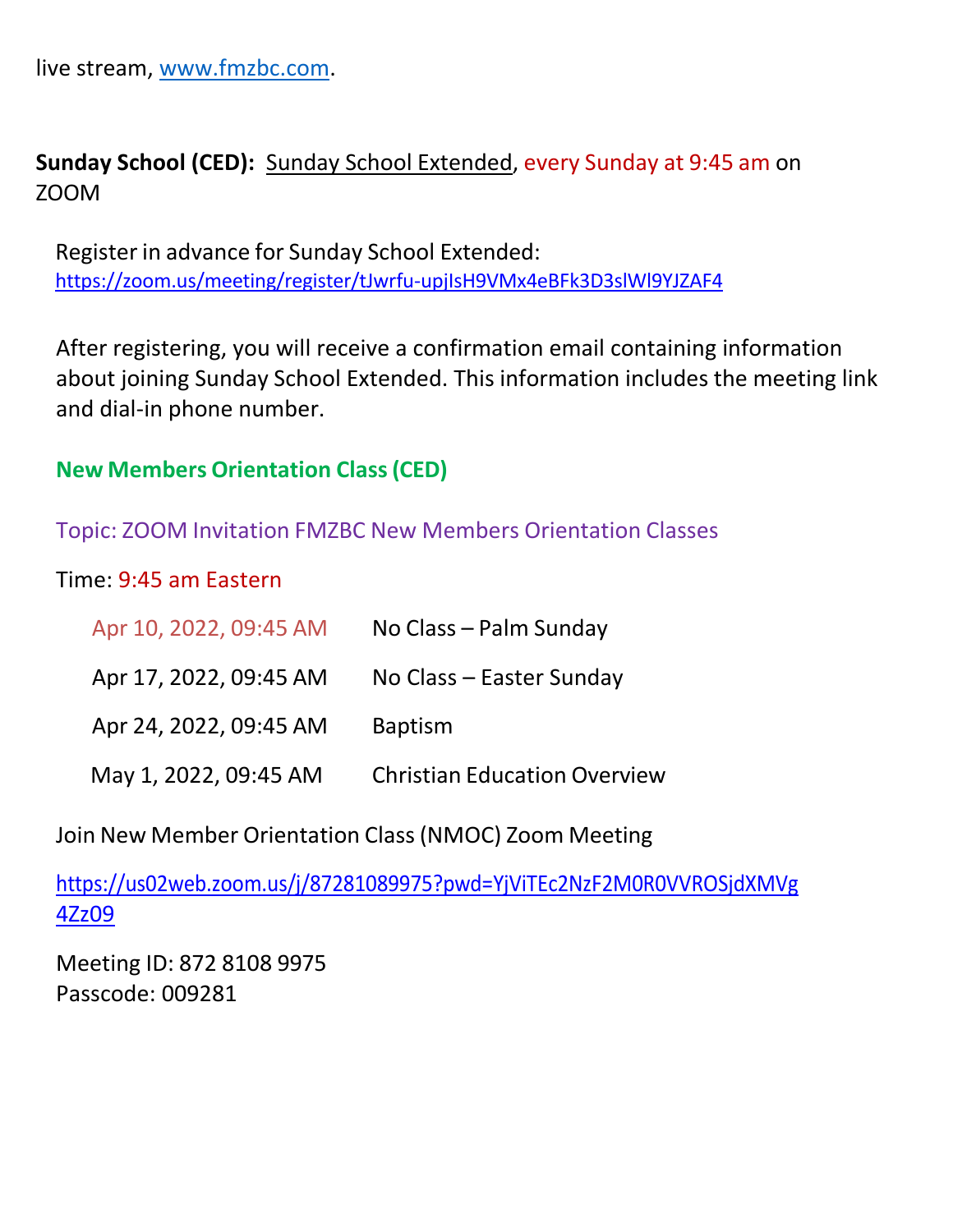live stream, [www.fmzbc.com](http://www.fmzbc.com).

**Sunday School (CED):** Sunday School Extended, every Sunday at 9:45 am on ZOOM

Register in advance for Sunday School Extended:
https://zoom.us/meeting/register/tJwrfu-upjIsH9VMx4eBFk3D3slWl9YJZAF4

After registering, you will receive a confirmation email containing information about joining Sunday School Extended. This information includes the meeting link and dial-in phone number.

**New Members Orientation Class (CED)**

Topic: ZOOM Invitation FMZBC New Members Orientation Classes

Time: 9:45 am Eastern

| | |
|---|---|
| Apr 10, 2022, 09:45 AM | No Class – Palm Sunday |
| Apr 17, 2022, 09:45 AM | No Class – Easter Sunday |
| Apr 24, 2022, 09:45 AM | Baptism |
| May 1, 2022, 09:45 AM | Christian Education Overview |

Join New Member Orientation Class (NMOC) Zoom Meeting

https://us02web.zoom.us/j/87281089975?pwd=YjViTEc2NzF2M0R0VVROSjdXMVg4Zz09

Meeting ID: 872 8108 9975
Passcode: 009281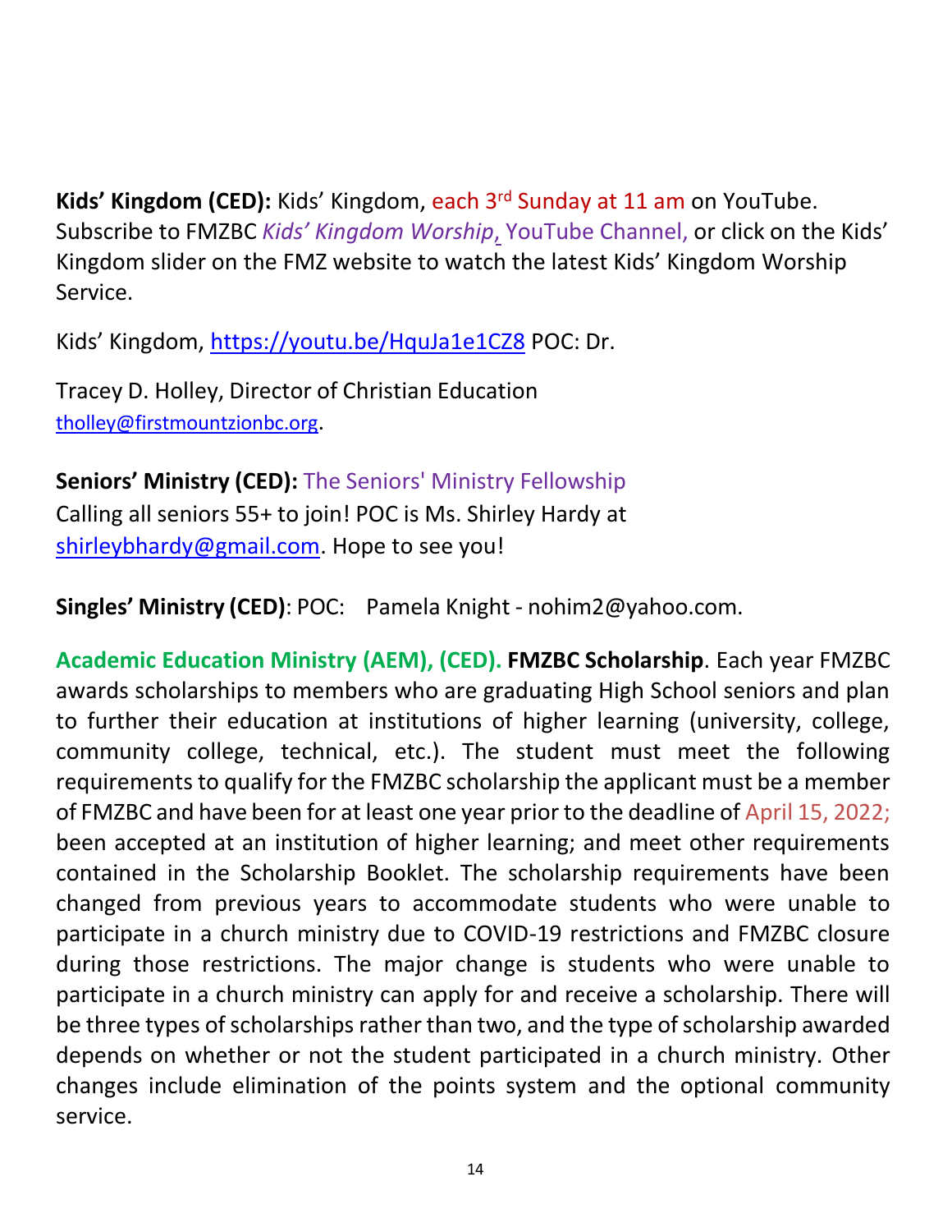**Kids' Kingdom (CED):** Kids' Kingdom, each 3rd Sunday at 11 am on YouTube. Subscribe to FMZBC *Kids' Kingdom Worship*, YouTube Channel, or click on the Kids' Kingdom slider on the FMZ website to watch the latest Kids' Kingdom Worship Service.

Kids' Kingdom, https://youtu.be/HquJa1e1CZ8 POC: Dr.

Tracey D. Holley, Director of Christian Education tholley@firstmountzionbc.org.

**Seniors' Ministry (CED):** The Seniors' Ministry Fellowship
Calling all seniors 55+ to join! POC is Ms. Shirley Hardy at shirleybhardy@gmail.com. Hope to see you!

**Singles' Ministry (CED)**: POC: Pamela Knight - nohim2@yahoo.com.

**Academic Education Ministry (AEM), (CED). FMZBC Scholarship**. Each year FMZBC awards scholarships to members who are graduating High School seniors and plan to further their education at institutions of higher learning (university, college, community college, technical, etc.). The student must meet the following requirements to qualify for the FMZBC scholarship the applicant must be a member of FMZBC and have been for at least one year prior to the deadline of April 15, 2022; been accepted at an institution of higher learning; and meet other requirements contained in the Scholarship Booklet. The scholarship requirements have been changed from previous years to accommodate students who were unable to participate in a church ministry due to COVID-19 restrictions and FMZBC closure during those restrictions. The major change is students who were unable to participate in a church ministry can apply for and receive a scholarship. There will be three types of scholarships rather than two, and the type of scholarship awarded depends on whether or not the student participated in a church ministry. Other changes include elimination of the points system and the optional community service.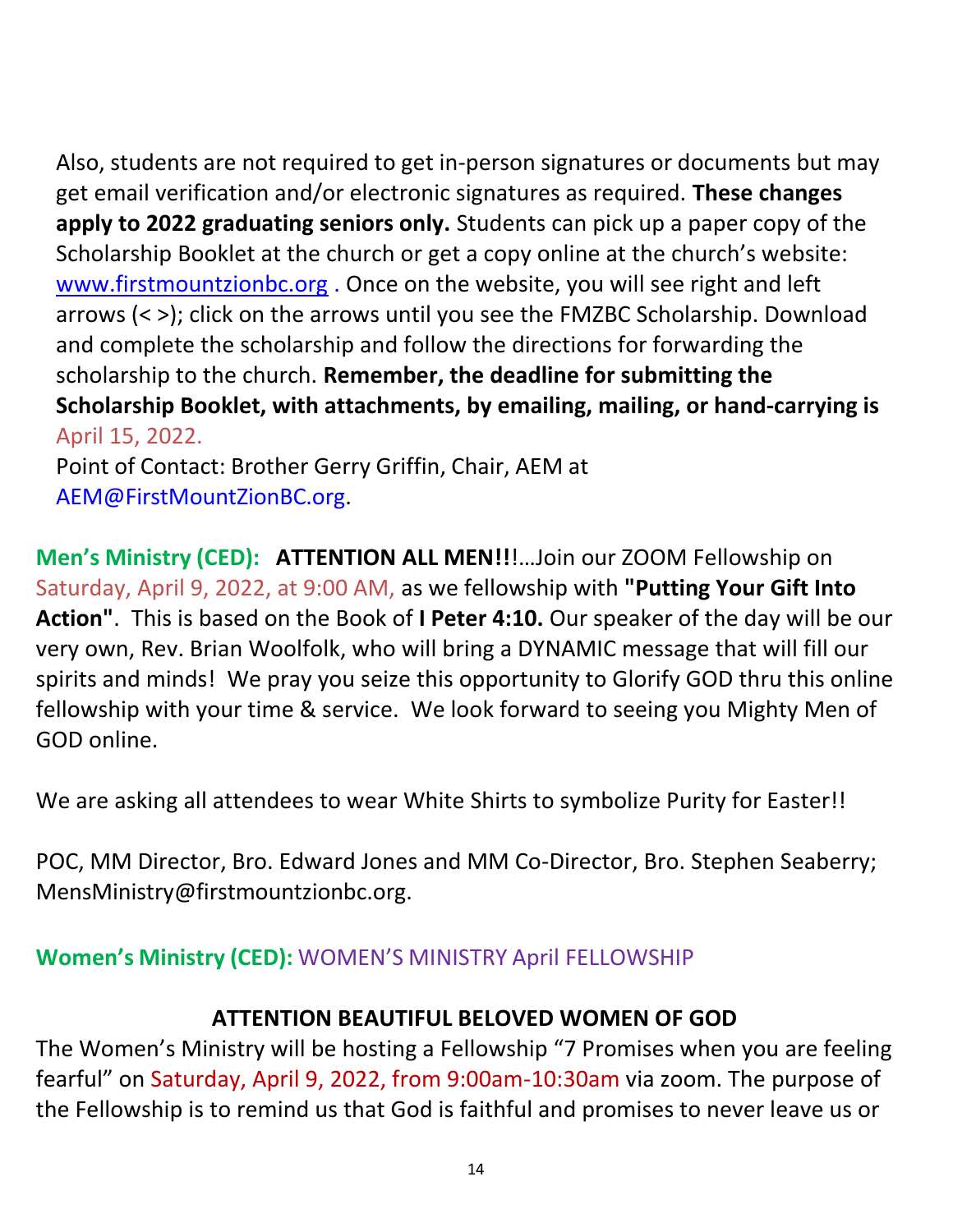Also, students are not required to get in-person signatures or documents but may get email verification and/or electronic signatures as required. **These changes apply to 2022 graduating seniors only.** Students can pick up a paper copy of the Scholarship Booklet at the church or get a copy online at the church's website: www.firstmountzionbc.org . Once on the website, you will see right and left arrows (< >); click on the arrows until you see the FMZBC Scholarship. Download and complete the scholarship and follow the directions for forwarding the scholarship to the church. **Remember, the deadline for submitting the Scholarship Booklet, with attachments, by emailing, mailing, or hand-carrying is** April 15, 2022.
Point of Contact: Brother Gerry Griffin, Chair, AEM at AEM@FirstMountZionBC.org.

**Men's Ministry (CED): ATTENTION ALL MEN!!**!...Join our ZOOM Fellowship on Saturday, April 9, 2022, at 9:00 AM, as we fellowship with **"Putting Your Gift Into Action"**. This is based on the Book of **I Peter 4:10.** Our speaker of the day will be our very own, Rev. Brian Woolfolk, who will bring a DYNAMIC message that will fill our spirits and minds! We pray you seize this opportunity to Glorify GOD thru this online fellowship with your time & service. We look forward to seeing you Mighty Men of GOD online.

We are asking all attendees to wear White Shirts to symbolize Purity for Easter!!

POC, MM Director, Bro. Edward Jones and MM Co-Director, Bro. Stephen Seaberry; MensMinistry@firstmountzionbc.org.

**Women's Ministry (CED):** WOMEN'S MINISTRY April FELLOWSHIP

**ATTENTION BEAUTIFUL BELOVED WOMEN OF GOD**

The Women's Ministry will be hosting a Fellowship "7 Promises when you are feeling fearful" on Saturday, April 9, 2022, from 9:00am-10:30am via zoom. The purpose of the Fellowship is to remind us that God is faithful and promises to never leave us or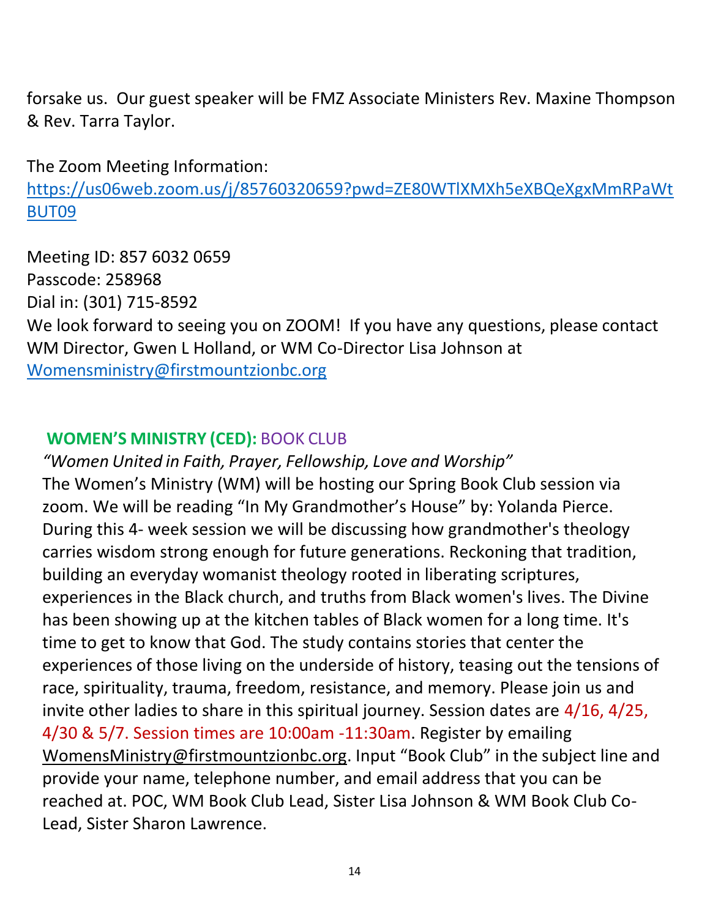forsake us. Our guest speaker will be FMZ Associate Ministers Rev. Maxine Thompson & Rev. Tarra Taylor.

The Zoom Meeting Information:
https://us06web.zoom.us/j/85760320659?pwd=ZE80WTlXMXh5eXBQeXgxMmRPaWtBUT09

Meeting ID: 857 6032 0659
Passcode: 258968
Dial in: (301) 715-8592
We look forward to seeing you on ZOOM! If you have any questions, please contact WM Director, Gwen L Holland, or WM Co-Director Lisa Johnson at Womensministry@firstmountzionbc.org

## WOMEN'S MINISTRY (CED): BOOK CLUB

*"Women United in Faith, Prayer, Fellowship, Love and Worship"*

The Women's Ministry (WM) will be hosting our Spring Book Club session via zoom. We will be reading "In My Grandmother's House" by: Yolanda Pierce. During this 4- week session we will be discussing how grandmother's theology carries wisdom strong enough for future generations. Reckoning that tradition, building an everyday womanist theology rooted in liberating scriptures, experiences in the Black church, and truths from Black women's lives. The Divine has been showing up at the kitchen tables of Black women for a long time. It's time to get to know that God. The study contains stories that center the experiences of those living on the underside of history, teasing out the tensions of race, spirituality, trauma, freedom, resistance, and memory. Please join us and invite other ladies to share in this spiritual journey. Session dates are 4/16, 4/25, 4/30 & 5/7. Session times are 10:00am -11:30am. Register by emailing WomensMinistry@firstmountzionbc.org. Input "Book Club" in the subject line and provide your name, telephone number, and email address that you can be reached at. POC, WM Book Club Lead, Sister Lisa Johnson & WM Book Club Co-Lead, Sister Sharon Lawrence.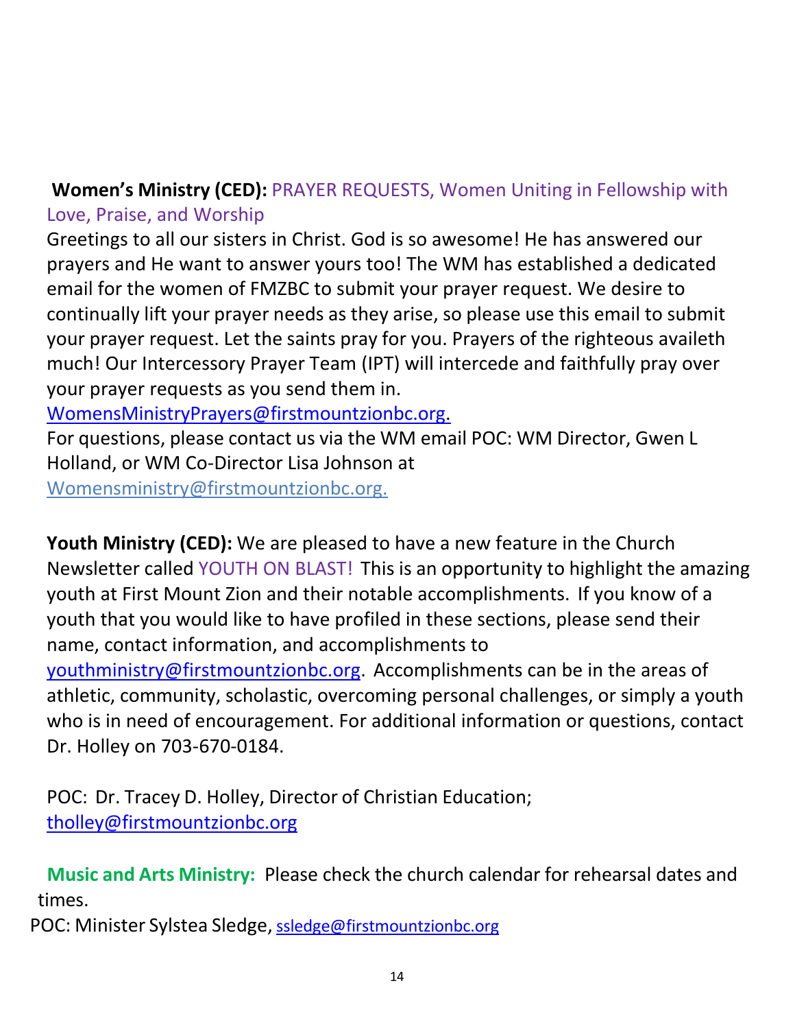**Women's Ministry (CED):** PRAYER REQUESTS, Women Uniting in Fellowship with Love, Praise, and Worship

Greetings to all our sisters in Christ. God is so awesome! He has answered our prayers and He want to answer yours too! The WM has established a dedicated email for the women of FMZBC to submit your prayer request. We desire to continually lift your prayer needs as they arise, so please use this email to submit your prayer request. Let the saints pray for you. Prayers of the righteous availeth much! Our Intercessory Prayer Team (IPT) will intercede and faithfully pray over your prayer requests as you send them in.

WomensMinistryPrayers@firstmountzionbc.org.

For questions, please contact us via the WM email POC: WM Director, Gwen L Holland, or WM Co-Director Lisa Johnson at

Womensministry@firstmountzionbc.org.

**Youth Ministry (CED):** We are pleased to have a new feature in the Church Newsletter called YOUTH ON BLAST! This is an opportunity to highlight the amazing youth at First Mount Zion and their notable accomplishments. If you know of a youth that you would like to have profiled in these sections, please send their name, contact information, and accomplishments to youthministry@firstmountzionbc.org. Accomplishments can be in the areas of athletic, community, scholastic, overcoming personal challenges, or simply a youth who is in need of encouragement. For additional information or questions, contact Dr. Holley on 703-670-0184.

POC: Dr. Tracey D. Holley, Director of Christian Education; tholley@firstmountzionbc.org

**Music and Arts Ministry:** Please check the church calendar for rehearsal dates and times.

POC: Minister Sylstea Sledge, ssledge@firstmountzionbc.org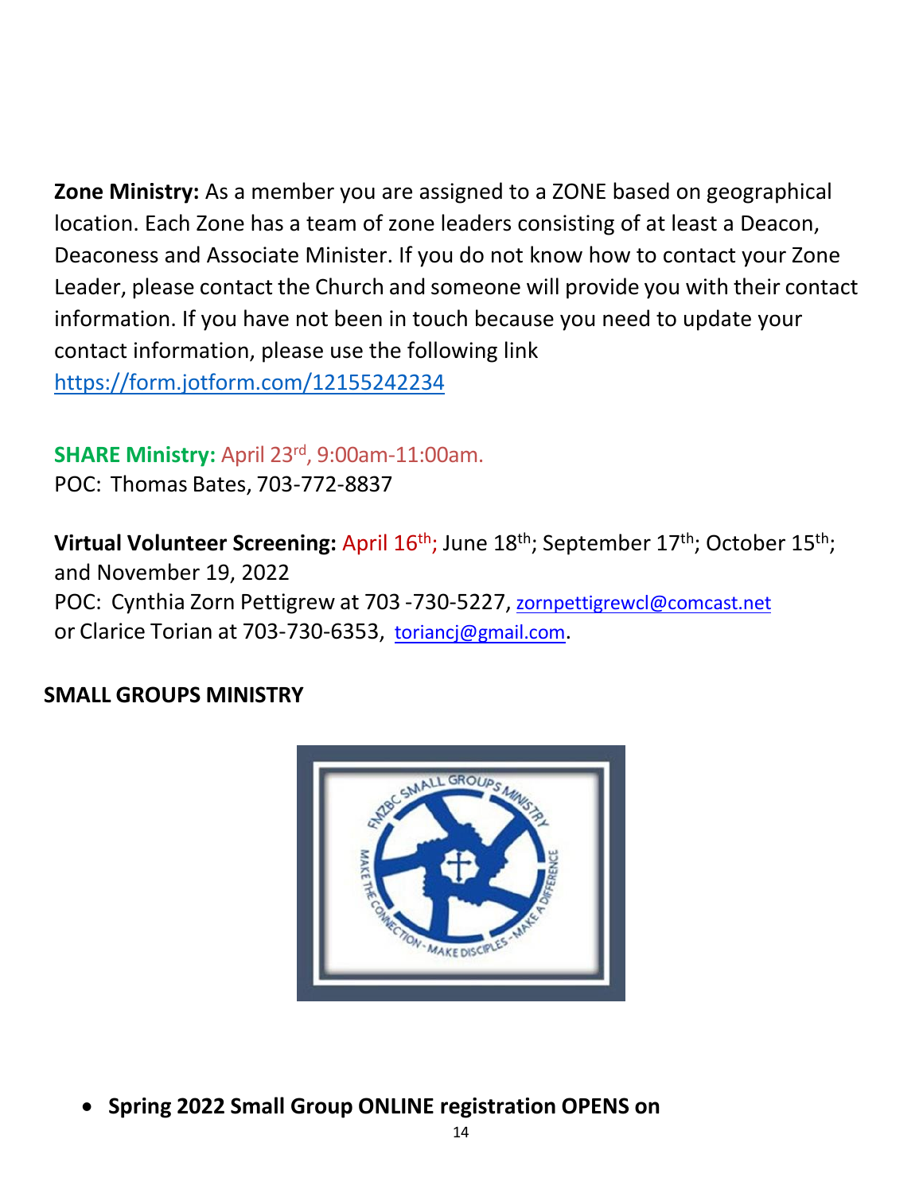**Zone Ministry:** As a member you are assigned to a ZONE based on geographical location. Each Zone has a team of zone leaders consisting of at least a Deacon, Deaconess and Associate Minister. If you do not know how to contact your Zone Leader, please contact the Church and someone will provide you with their contact information. If you have not been in touch because you need to update your contact information, please use the following link https://form.jotform.com/12155242234

**SHARE Ministry:** April 23rd, 9:00am-11:00am.
POC: Thomas Bates, 703-772-8837

**Virtual Volunteer Screening:** April 16th; June 18th; September 17th; October 15th; and November 19, 2022
POC: Cynthia Zorn Pettigrew at 703 -730-5227, zornpettigrewcl@comcast.net or Clarice Torian at 703-730-6353, toriancj@gmail.com.

**SMALL GROUPS MINISTRY**

- **Spring 2022 Small Group ONLINE registration OPENS on**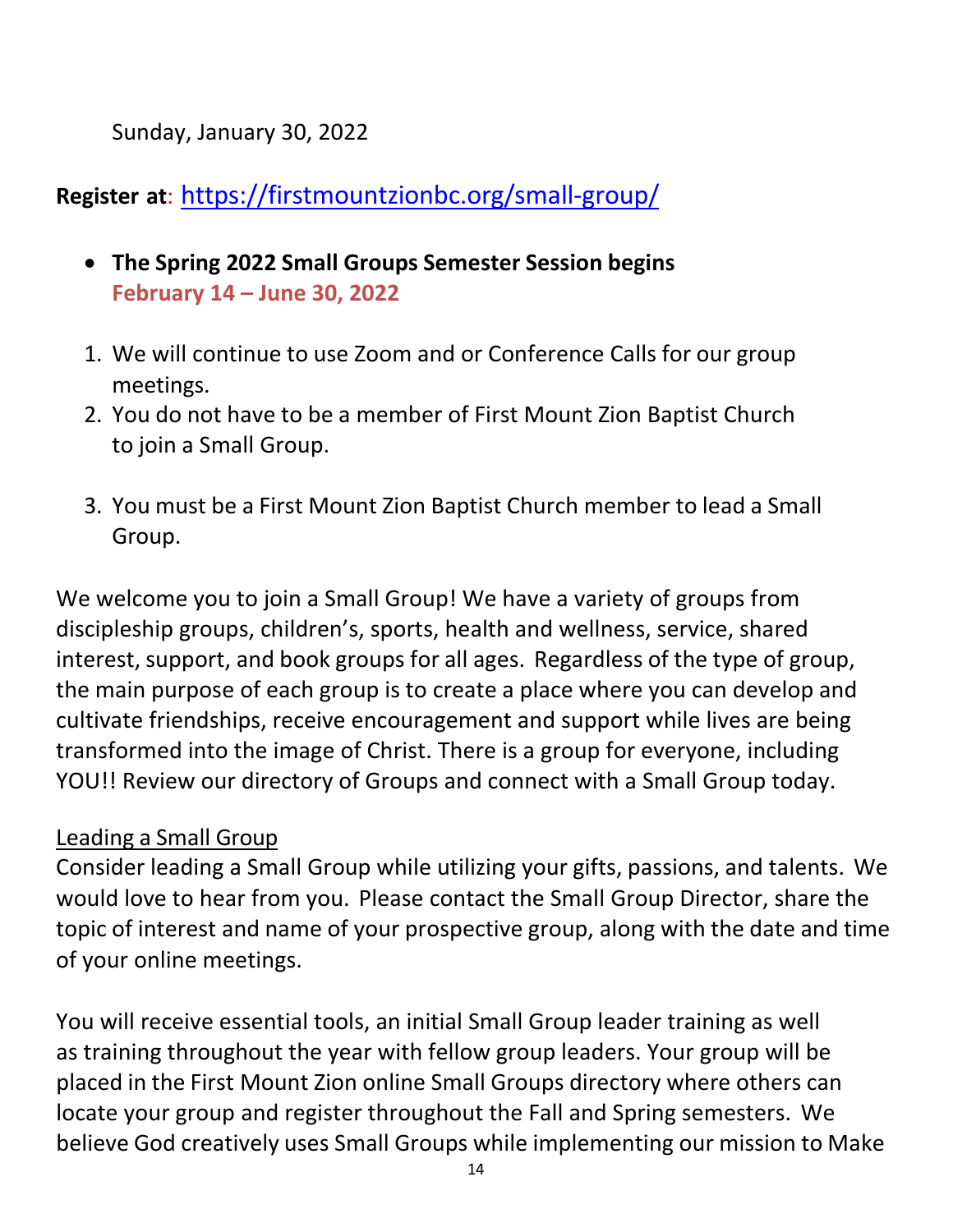Sunday, January 30, 2022

**Register at**: https://firstmountzionbc.org/small-group/

- **The Spring 2022 Small Groups Semester Session begins February 14 – June 30, 2022**

1. We will continue to use Zoom and or Conference Calls for our group meetings.
2. You do not have to be a member of First Mount Zion Baptist Church to join a Small Group.
3. You must be a First Mount Zion Baptist Church member to lead a Small Group.

We welcome you to join a Small Group! We have a variety of groups from discipleship groups, children's, sports, health and wellness, service, shared interest, support, and book groups for all ages. Regardless of the type of group, the main purpose of each group is to create a place where you can develop and cultivate friendships, receive encouragement and support while lives are being transformed into the image of Christ. There is a group for everyone, including YOU!! Review our directory of Groups and connect with a Small Group today.

Leading a Small Group

Consider leading a Small Group while utilizing your gifts, passions, and talents. We would love to hear from you. Please contact the Small Group Director, share the topic of interest and name of your prospective group, along with the date and time of your online meetings.

You will receive essential tools, an initial Small Group leader training as well as training throughout the year with fellow group leaders. Your group will be placed in the First Mount Zion online Small Groups directory where others can locate your group and register throughout the Fall and Spring semesters. We believe God creatively uses Small Groups while implementing our mission to Make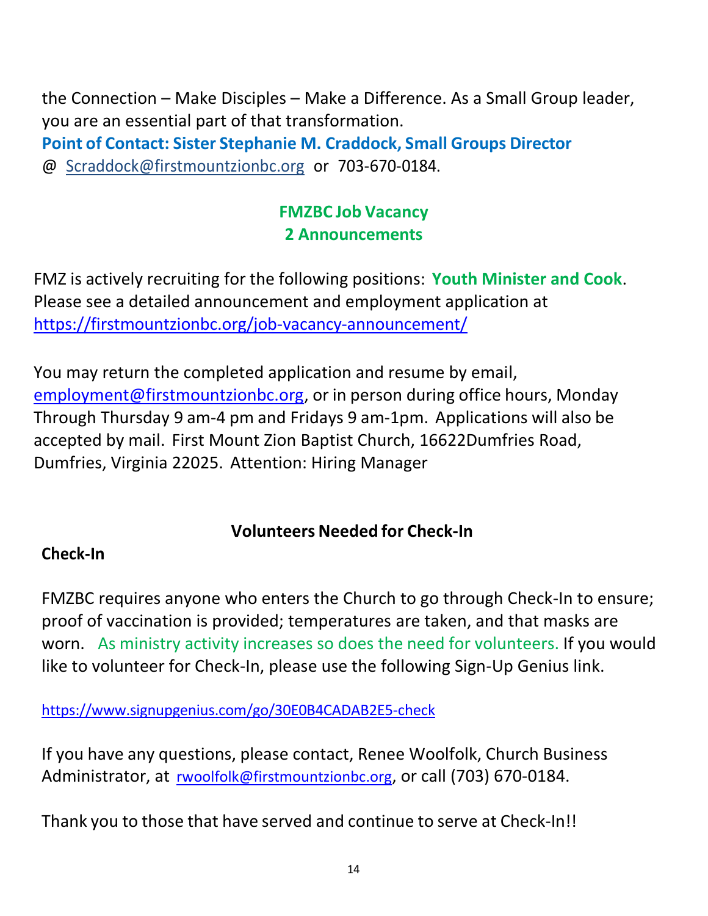the Connection – Make Disciples – Make a Difference. As a Small Group leader, you are an essential part of that transformation.

**Point of Contact: Sister Stephanie M. Craddock, Small Groups Director**
@ Scraddock@firstmountzionbc.org or 703-670-0184.

## FMZBC Job Vacancy
## 2 Announcements

FMZ is actively recruiting for the following positions: **Youth Minister and Cook**. Please see a detailed announcement and employment application at https://firstmountzionbc.org/job-vacancy-announcement/

You may return the completed application and resume by email, employment@firstmountzionbc.org, or in person during office hours, Monday Through Thursday 9 am-4 pm and Fridays 9 am-1pm. Applications will also be accepted by mail. First Mount Zion Baptist Church, 16622Dumfries Road, Dumfries, Virginia 22025. Attention: Hiring Manager

## Volunteers Needed for Check-In

**Check-In**

FMZBC requires anyone who enters the Church to go through Check-In to ensure; proof of vaccination is provided; temperatures are taken, and that masks are worn. As ministry activity increases so does the need for volunteers. If you would like to volunteer for Check-In, please use the following Sign-Up Genius link.

https://www.signupgenius.com/go/30E0B4CADAB2E5-check

If you have any questions, please contact, Renee Woolfolk, Church Business Administrator, at rwoolfolk@firstmountzionbc.org, or call (703) 670-0184.

Thank you to those that have served and continue to serve at Check-In!!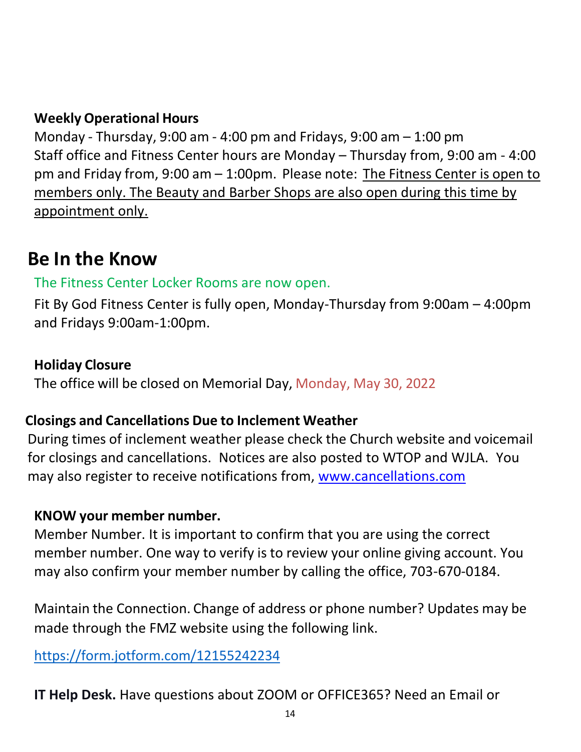**Weekly Operational Hours**

Monday - Thursday, 9:00 am - 4:00 pm and Fridays, 9:00 am – 1:00 pm
Staff office and Fitness Center hours are Monday – Thursday from, 9:00 am - 4:00 pm and Friday from, 9:00 am – 1:00pm. Please note: The Fitness Center is open to members only. The Beauty and Barber Shops are also open during this time by appointment only.

# Be In the Know

The Fitness Center Locker Rooms are now open.

Fit By God Fitness Center is fully open, Monday-Thursday from 9:00am – 4:00pm and Fridays 9:00am-1:00pm.

**Holiday Closure**

The office will be closed on Memorial Day, Monday, May 30, 2022

**Closings and Cancellations Due to Inclement Weather**

During times of inclement weather please check the Church website and voicemail for closings and cancellations. Notices are also posted to WTOP and WJLA. You may also register to receive notifications from, www.cancellations.com

**KNOW your member number.**

Member Number. It is important to confirm that you are using the correct member number. One way to verify is to review your online giving account. You may also confirm your member number by calling the office, 703-670-0184.

Maintain the Connection. Change of address or phone number? Updates may be made through the FMZ website using the following link.

https://form.jotform.com/12155242234

**IT Help Desk.** Have questions about ZOOM or OFFICE365? Need an Email or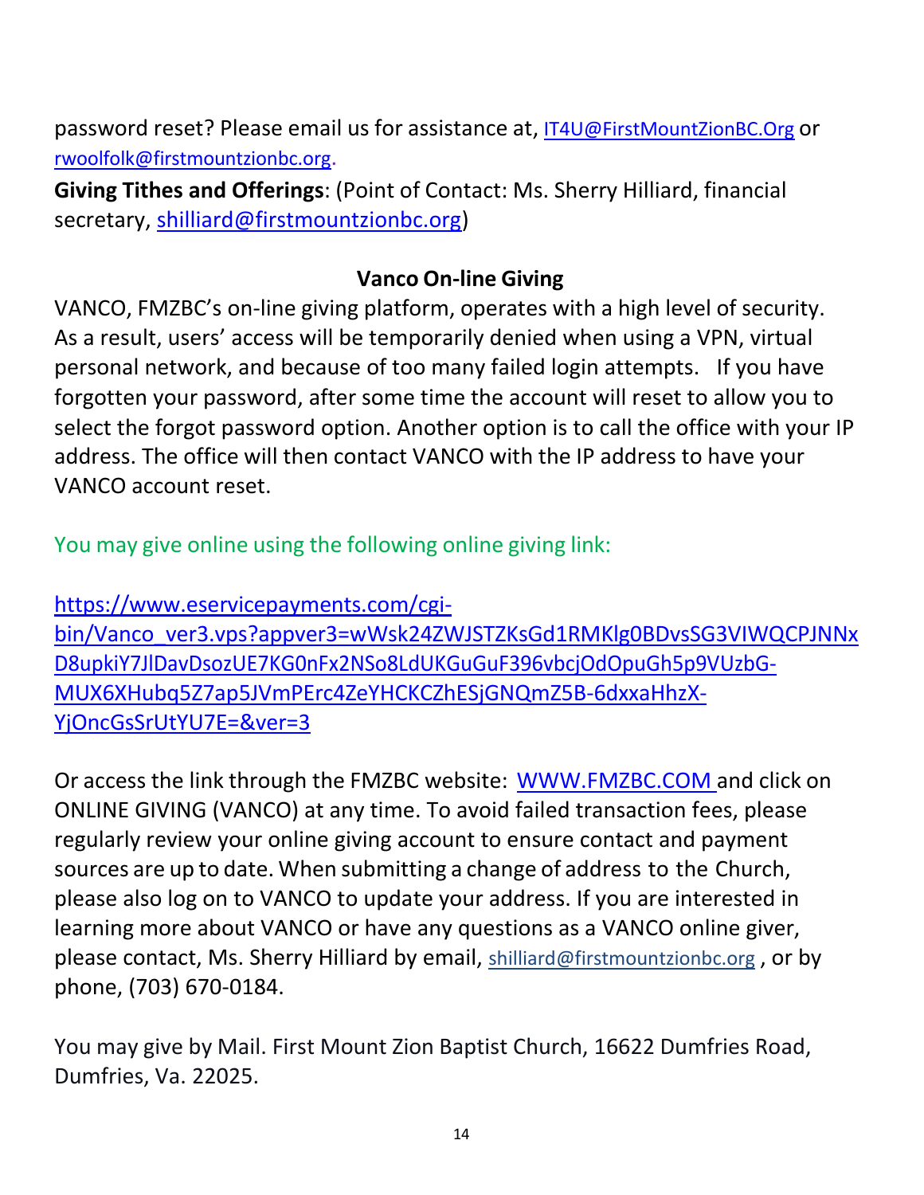password reset? Please email us for assistance at, IT4U@FirstMountZionBC.Org or rwoolfolk@firstmountzionbc.org.

**Giving Tithes and Offerings**: (Point of Contact: Ms. Sherry Hilliard, financial secretary, shilliard@firstmountzionbc.org)

**Vanco On-line Giving**

VANCO, FMZBC's on-line giving platform, operates with a high level of security. As a result, users' access will be temporarily denied when using a VPN, virtual personal network, and because of too many failed login attempts. If you have forgotten your password, after some time the account will reset to allow you to select the forgot password option. Another option is to call the office with your IP address. The office will then contact VANCO with the IP address to have your VANCO account reset.

You may give online using the following online giving link:

https://www.eservicepayments.com/cgi-bin/Vanco_ver3.vps?appver3=wWsk24ZWJSTZKsGd1RMKlg0BDvsSG3VIWQCPJNNxD8upkiY7JlDavDsozUE7KG0nFx2NSo8LdUKGuGuF396vbcjOdOpuGh5p9VUzbG-MUX6XHubq5Z7ap5JVmPErc4ZeYHCKCZhESjGNQmZ5B-6dxxaHhzX-YjOncGsSrUtYU7E=&ver=3

Or access the link through the FMZBC website: WWW.FMZBC.COM and click on ONLINE GIVING (VANCO) at any time. To avoid failed transaction fees, please regularly review your online giving account to ensure contact and payment sources are up to date. When submitting a change of address to the Church, please also log on to VANCO to update your address. If you are interested in learning more about VANCO or have any questions as a VANCO online giver, please contact, Ms. Sherry Hilliard by email, shilliard@firstmountzionbc.org , or by phone, (703) 670-0184.

You may give by Mail. First Mount Zion Baptist Church, 16622 Dumfries Road, Dumfries, Va. 22025.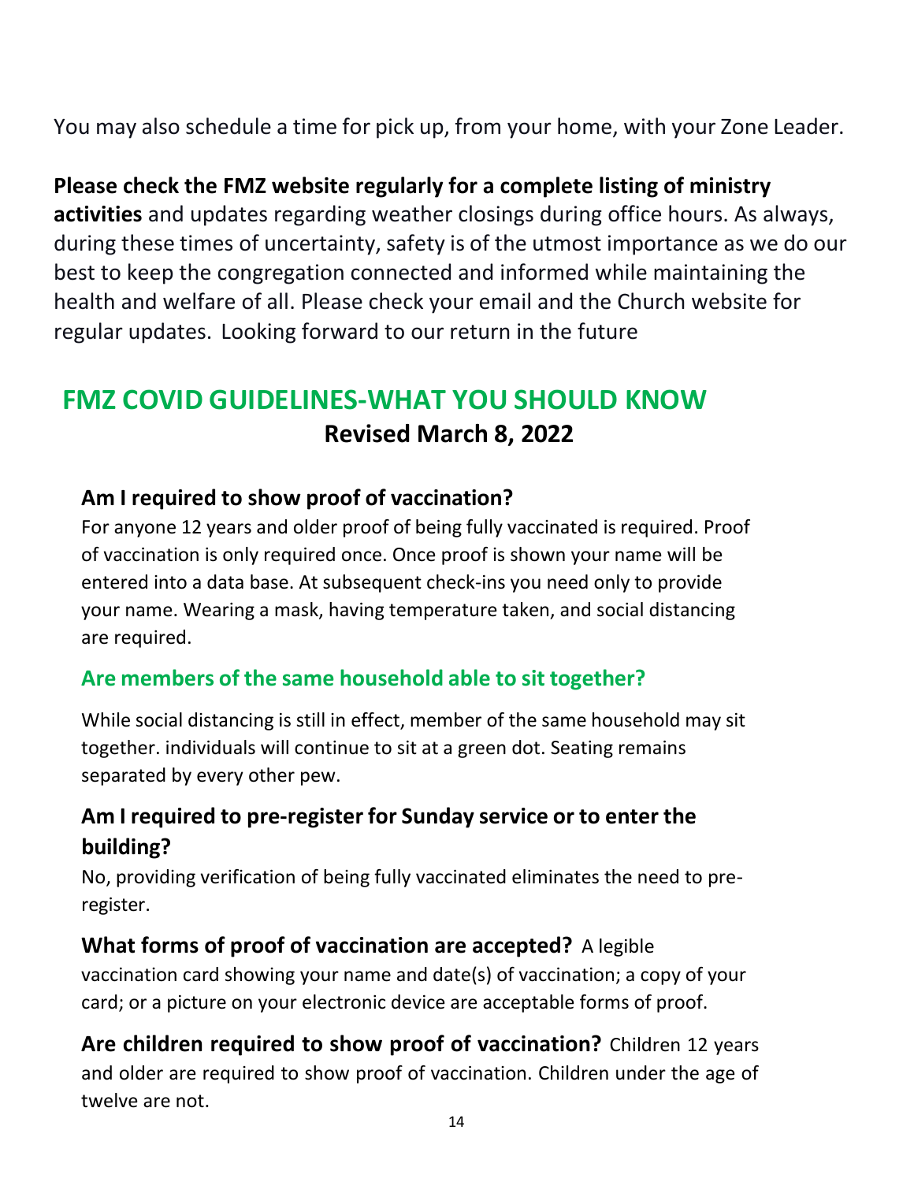You may also schedule a time for pick up, from your home, with your Zone Leader.

**Please check the FMZ website regularly for a complete listing of ministry activities** and updates regarding weather closings during office hours. As always, during these times of uncertainty, safety is of the utmost importance as we do our best to keep the congregation connected and informed while maintaining the health and welfare of all. Please check your email and the Church website for regular updates.  Looking forward to our return in the future

## FMZ COVID GUIDELINES-WHAT YOU SHOULD KNOW

**Revised March 8, 2022**

### Am I required to show proof of vaccination?

For anyone 12 years and older proof of being fully vaccinated is required. Proof of vaccination is only required once. Once proof is shown your name will be entered into a data base. At subsequent check-ins you need only to provide your name. Wearing a mask, having temperature taken, and social distancing are required.

### Are members of the same household able to sit together?

While social distancing is still in effect, member of the same household may sit together. individuals will continue to sit at a green dot. Seating remains separated by every other pew.

### Am I required to pre-register for Sunday service or to enter the building?

No, providing verification of being fully vaccinated eliminates the need to pre-register.

**What forms of proof of vaccination are accepted?** A legible vaccination card showing your name and date(s) of vaccination; a copy of your card; or a picture on your electronic device are acceptable forms of proof.

**Are children required to show proof of vaccination?** Children 12 years and older are required to show proof of vaccination. Children under the age of twelve are not.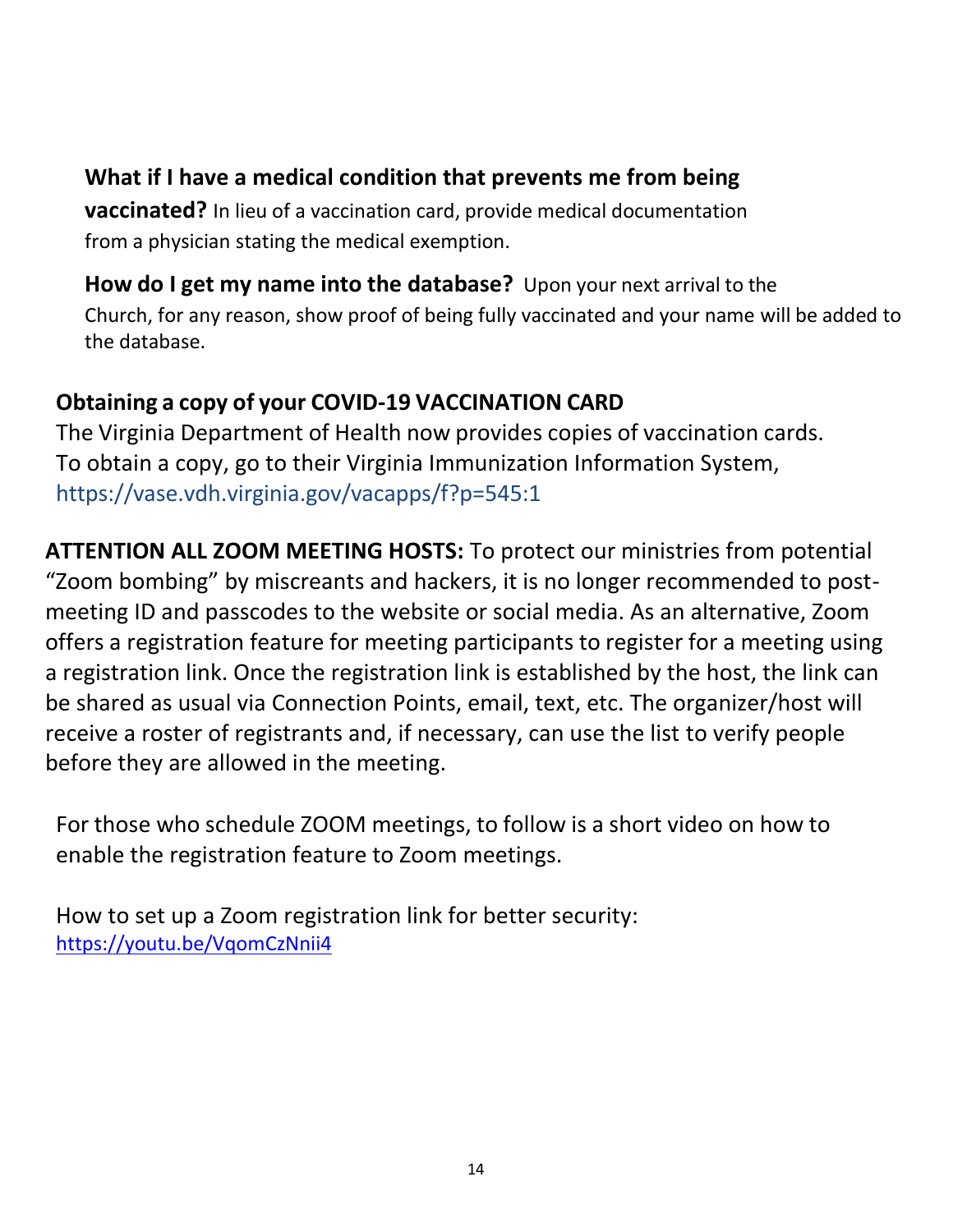**What if I have a medical condition that prevents me from being vaccinated?** In lieu of a vaccination card, provide medical documentation from a physician stating the medical exemption.

**How do I get my name into the database?** Upon your next arrival to the Church, for any reason, show proof of being fully vaccinated and your name will be added to the database.

**Obtaining a copy of your COVID-19 VACCINATION CARD**

The Virginia Department of Health now provides copies of vaccination cards. To obtain a copy, go to their Virginia Immunization Information System, https://vase.vdh.virginia.gov/vacapps/f?p=545:1

**ATTENTION ALL ZOOM MEETING HOSTS:** To protect our ministries from potential "Zoom bombing" by miscreants and hackers, it is no longer recommended to post-meeting ID and passcodes to the website or social media. As an alternative, Zoom offers a registration feature for meeting participants to register for a meeting using a registration link. Once the registration link is established by the host, the link can be shared as usual via Connection Points, email, text, etc. The organizer/host will receive a roster of registrants and, if necessary, can use the list to verify people before they are allowed in the meeting.

For those who schedule ZOOM meetings, to follow is a short video on how to enable the registration feature to Zoom meetings.

How to set up a Zoom registration link for better security:
https://youtu.be/VqomCzNnii4